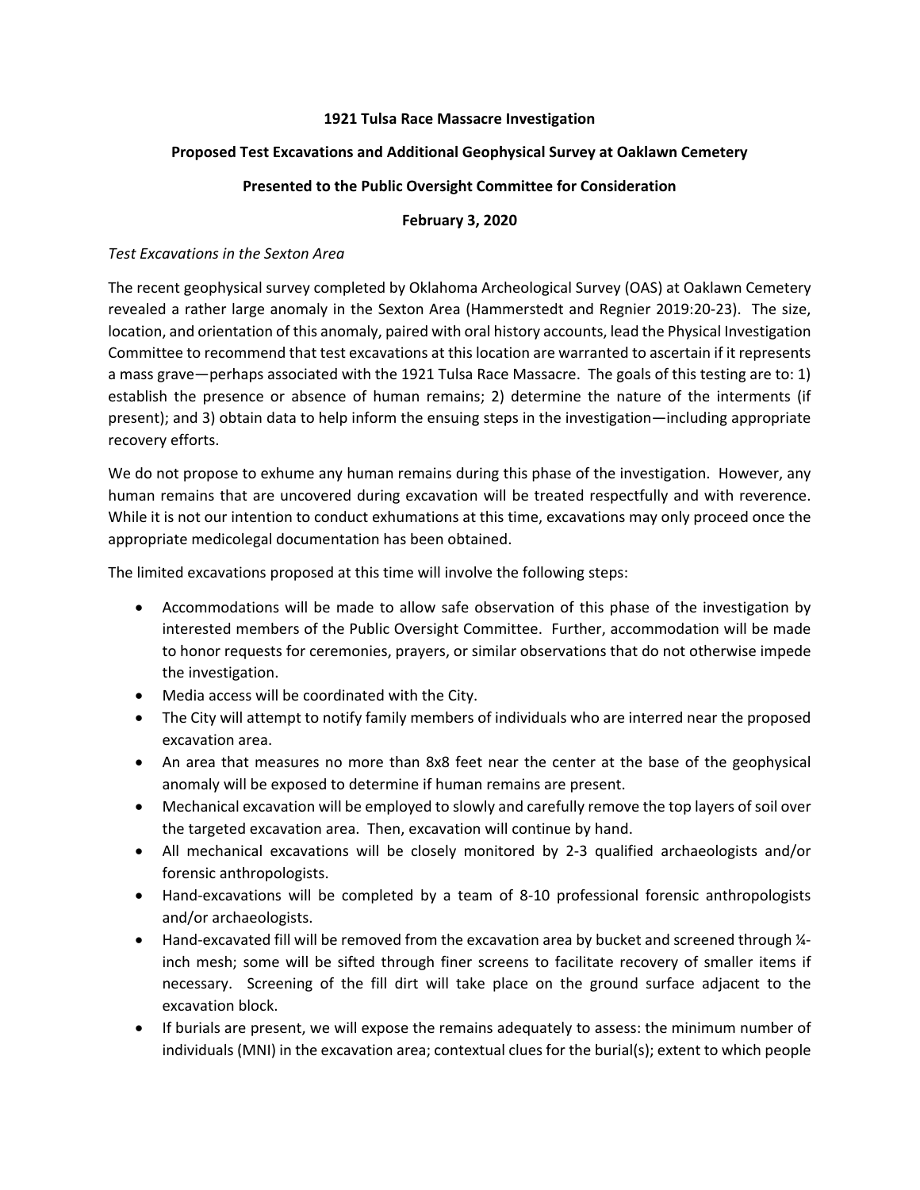**1921 Tulsa Race Massacre Investigation**

**Proposed Test Excavations and Additional Geophysical Survey at Oaklawn Cemetery**

**Presented to the Public Oversight Committee for Consideration**

**February 3, 2020**

*Test Excavations in the Sexton Area*

The recent geophysical survey completed by Oklahoma Archeological Survey (OAS) at Oaklawn Cemetery revealed a rather large anomaly in the Sexton Area (Hammerstedt and Regnier 2019:20-23). The size, location, and orientation of this anomaly, paired with oral history accounts, lead the Physical Investigation Committee to recommend that test excavations at this location are warranted to ascertain if it represents a mass grave—perhaps associated with the 1921 Tulsa Race Massacre. The goals of this testing are to: 1) establish the presence or absence of human remains; 2) determine the nature of the interments (if present); and 3) obtain data to help inform the ensuing steps in the investigation—including appropriate recovery efforts.

We do not propose to exhume any human remains during this phase of the investigation. However, any human remains that are uncovered during excavation will be treated respectfully and with reverence. While it is not our intention to conduct exhumations at this time, excavations may only proceed once the appropriate medicolegal documentation has been obtained.

The limited excavations proposed at this time will involve the following steps:

- Accommodations will be made to allow safe observation of this phase of the investigation by interested members of the Public Oversight Committee. Further, accommodation will be made to honor requests for ceremonies, prayers, or similar observations that do not otherwise impede the investigation.
- Media access will be coordinated with the City.
- The City will attempt to notify family members of individuals who are interred near the proposed excavation area.
- An area that measures no more than 8x8 feet near the center at the base of the geophysical anomaly will be exposed to determine if human remains are present.
- Mechanical excavation will be employed to slowly and carefully remove the top layers of soil over the targeted excavation area. Then, excavation will continue by hand.
- All mechanical excavations will be closely monitored by 2-3 qualified archaeologists and/or forensic anthropologists.
- Hand-excavations will be completed by a team of 8-10 professional forensic anthropologists and/or archaeologists.
- Hand-excavated fill will be removed from the excavation area by bucket and screened through ¼-inch mesh; some will be sifted through finer screens to facilitate recovery of smaller items if necessary. Screening of the fill dirt will take place on the ground surface adjacent to the excavation block.
- If burials are present, we will expose the remains adequately to assess: the minimum number of individuals (MNI) in the excavation area; contextual clues for the burial(s); extent to which people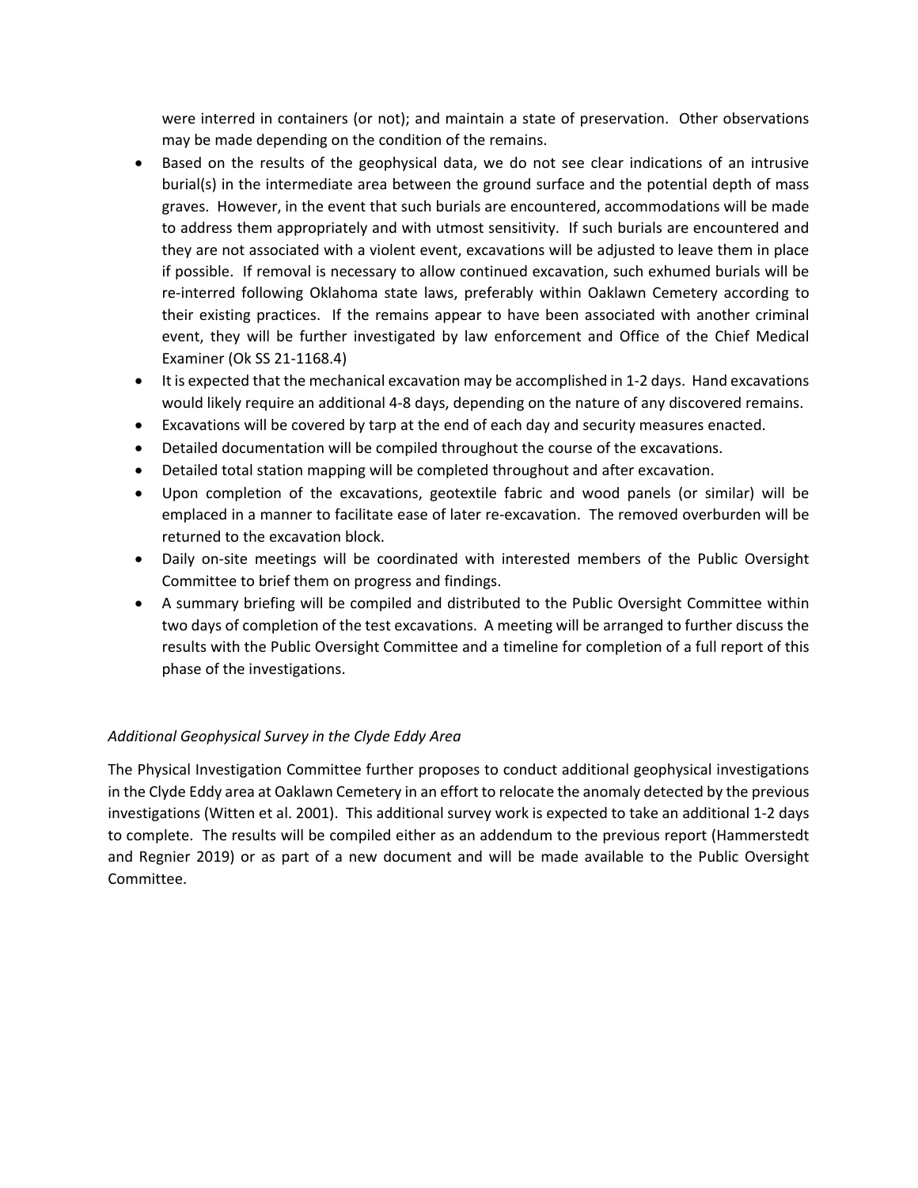were interred in containers (or not); and maintain a state of preservation. Other observations may be made depending on the condition of the remains.

- Based on the results of the geophysical data, we do not see clear indications of an intrusive burial(s) in the intermediate area between the ground surface and the potential depth of mass graves. However, in the event that such burials are encountered, accommodations will be made to address them appropriately and with utmost sensitivity. If such burials are encountered and they are not associated with a violent event, excavations will be adjusted to leave them in place if possible. If removal is necessary to allow continued excavation, such exhumed burials will be re-interred following Oklahoma state laws, preferably within Oaklawn Cemetery according to their existing practices. If the remains appear to have been associated with another criminal event, they will be further investigated by law enforcement and Office of the Chief Medical Examiner (Ok SS 21-1168.4)
- It is expected that the mechanical excavation may be accomplished in 1-2 days. Hand excavations would likely require an additional 4-8 days, depending on the nature of any discovered remains.
- Excavations will be covered by tarp at the end of each day and security measures enacted.
- Detailed documentation will be compiled throughout the course of the excavations.
- Detailed total station mapping will be completed throughout and after excavation.
- Upon completion of the excavations, geotextile fabric and wood panels (or similar) will be emplaced in a manner to facilitate ease of later re-excavation. The removed overburden will be returned to the excavation block.
- Daily on-site meetings will be coordinated with interested members of the Public Oversight Committee to brief them on progress and findings.
- A summary briefing will be compiled and distributed to the Public Oversight Committee within two days of completion of the test excavations. A meeting will be arranged to further discuss the results with the Public Oversight Committee and a timeline for completion of a full report of this phase of the investigations.

*Additional Geophysical Survey in the Clyde Eddy Area*

The Physical Investigation Committee further proposes to conduct additional geophysical investigations in the Clyde Eddy area at Oaklawn Cemetery in an effort to relocate the anomaly detected by the previous investigations (Witten et al. 2001). This additional survey work is expected to take an additional 1-2 days to complete. The results will be compiled either as an addendum to the previous report (Hammerstedt and Regnier 2019) or as part of a new document and will be made available to the Public Oversight Committee.